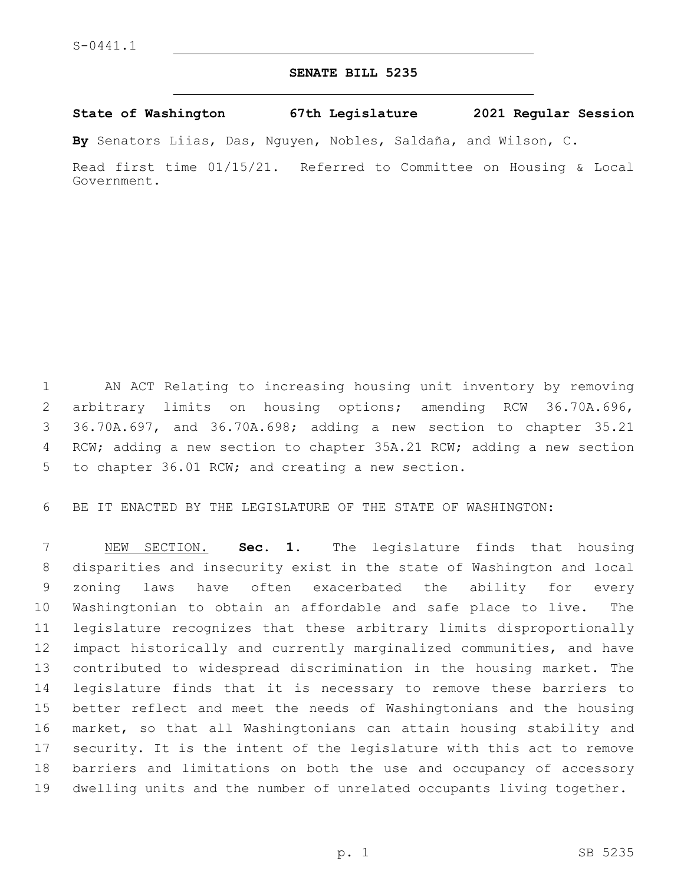S-0441.1

**SENATE BILL 5235**

**State of Washington 67th Legislature 2021 Regular Session**

**By** Senators Liias, Das, Nguyen, Nobles, Saldaña, and Wilson, C.

Read first time 01/15/21. Referred to Committee on Housing & Local Government.

AN ACT Relating to increasing housing unit inventory by removing arbitrary limits on housing options; amending RCW 36.70A.696, 36.70A.697, and 36.70A.698; adding a new section to chapter 35.21 RCW; adding a new section to chapter 35A.21 RCW; adding a new section to chapter 36.01 RCW; and creating a new section.

BE IT ENACTED BY THE LEGISLATURE OF THE STATE OF WASHINGTON:

NEW SECTION. **Sec. 1.** The legislature finds that housing disparities and insecurity exist in the state of Washington and local zoning laws have often exacerbated the ability for every Washingtonian to obtain an affordable and safe place to live. The legislature recognizes that these arbitrary limits disproportionally impact historically and currently marginalized communities, and have contributed to widespread discrimination in the housing market. The legislature finds that it is necessary to remove these barriers to better reflect and meet the needs of Washingtonians and the housing market, so that all Washingtonians can attain housing stability and security. It is the intent of the legislature with this act to remove barriers and limitations on both the use and occupancy of accessory dwelling units and the number of unrelated occupants living together.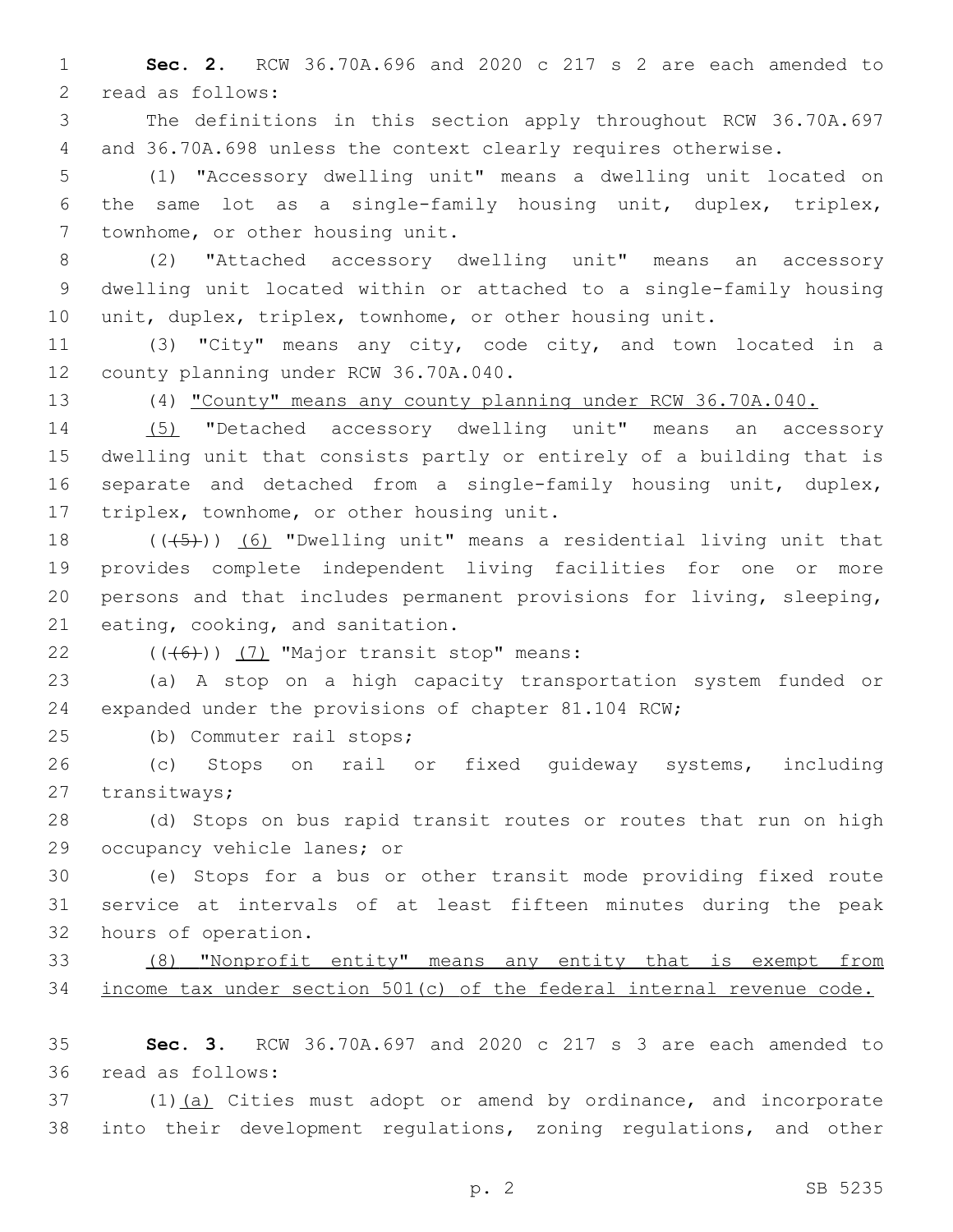**Sec. 2.** RCW 36.70A.696 and 2020 c 217 s 2 are each amended to read as follows:

The definitions in this section apply throughout RCW 36.70A.697 and 36.70A.698 unless the context clearly requires otherwise.

(1) "Accessory dwelling unit" means a dwelling unit located on the same lot as a single-family housing unit, duplex, triplex, townhome, or other housing unit.

(2) "Attached accessory dwelling unit" means an accessory dwelling unit located within or attached to a single-family housing unit, duplex, triplex, townhome, or other housing unit.

(3) "City" means any city, code city, and town located in a county planning under RCW 36.70A.040.

(4) <u>"County" means any county planning under RCW 36.70A.040.</u>

<u>(5)</u> "Detached accessory dwelling unit" means an accessory dwelling unit that consists partly or entirely of a building that is separate and detached from a single-family housing unit, duplex, triplex, townhome, or other housing unit.

(((5))) <u>(6)</u> "Dwelling unit" means a residential living unit that provides complete independent living facilities for one or more persons and that includes permanent provisions for living, sleeping, eating, cooking, and sanitation.

(((6))) <u>(7)</u> "Major transit stop" means:

(a) A stop on a high capacity transportation system funded or expanded under the provisions of chapter 81.104 RCW;

(b) Commuter rail stops;

(c) Stops on rail or fixed guideway systems, including transitways;

(d) Stops on bus rapid transit routes or routes that run on high occupancy vehicle lanes; or

(e) Stops for a bus or other transit mode providing fixed route service at intervals of at least fifteen minutes during the peak hours of operation.

<u>(8) "Nonprofit entity" means any entity that is exempt from income tax under section 501(c) of the federal internal revenue code.</u>

**Sec. 3.** RCW 36.70A.697 and 2020 c 217 s 3 are each amended to read as follows:

(1)<u>(a)</u> Cities must adopt or amend by ordinance, and incorporate into their development regulations, zoning regulations, and other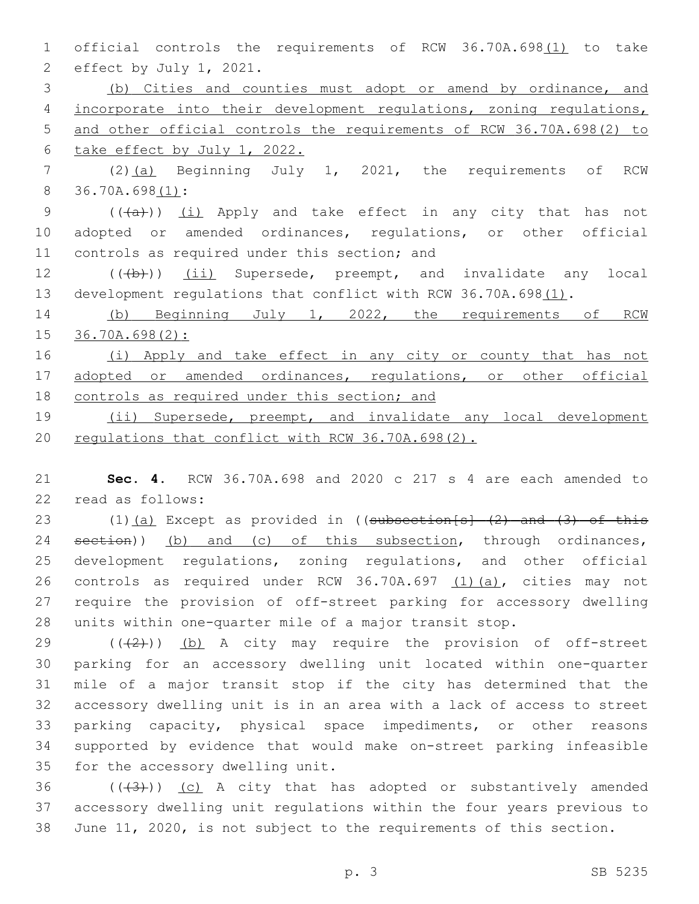official controls the requirements of RCW 36.70A.698(1) to take effect by July 1, 2021.

(b) Cities and counties must adopt or amend by ordinance, and incorporate into their development regulations, zoning regulations, and other official controls the requirements of RCW 36.70A.698(2) to take effect by July 1, 2022.

(2)(a) Beginning July 1, 2021, the requirements of RCW 36.70A.698(1):

(((a))) (i) Apply and take effect in any city that has not adopted or amended ordinances, regulations, or other official controls as required under this section; and

(((b))) (ii) Supersede, preempt, and invalidate any local development regulations that conflict with RCW 36.70A.698(1).

(b) Beginning July 1, 2022, the requirements of RCW 36.70A.698(2):

(i) Apply and take effect in any city or county that has not adopted or amended ordinances, regulations, or other official controls as required under this section; and

(ii) Supersede, preempt, and invalidate any local development regulations that conflict with RCW 36.70A.698(2).

**Sec. 4.** RCW 36.70A.698 and 2020 c 217 s 4 are each amended to read as follows:

(1)(a) Except as provided in ((~~subsection[s] (2) and (3) of this section~~)) (b) and (c) of this subsection, through ordinances, development regulations, zoning regulations, and other official controls as required under RCW 36.70A.697 (1)(a), cities may not require the provision of off-street parking for accessory dwelling units within one-quarter mile of a major transit stop.

(((2))) (b) A city may require the provision of off-street parking for an accessory dwelling unit located within one-quarter mile of a major transit stop if the city has determined that the accessory dwelling unit is in an area with a lack of access to street parking capacity, physical space impediments, or other reasons supported by evidence that would make on-street parking infeasible for the accessory dwelling unit.

(((3))) (c) A city that has adopted or substantively amended accessory dwelling unit regulations within the four years previous to June 11, 2020, is not subject to the requirements of this section.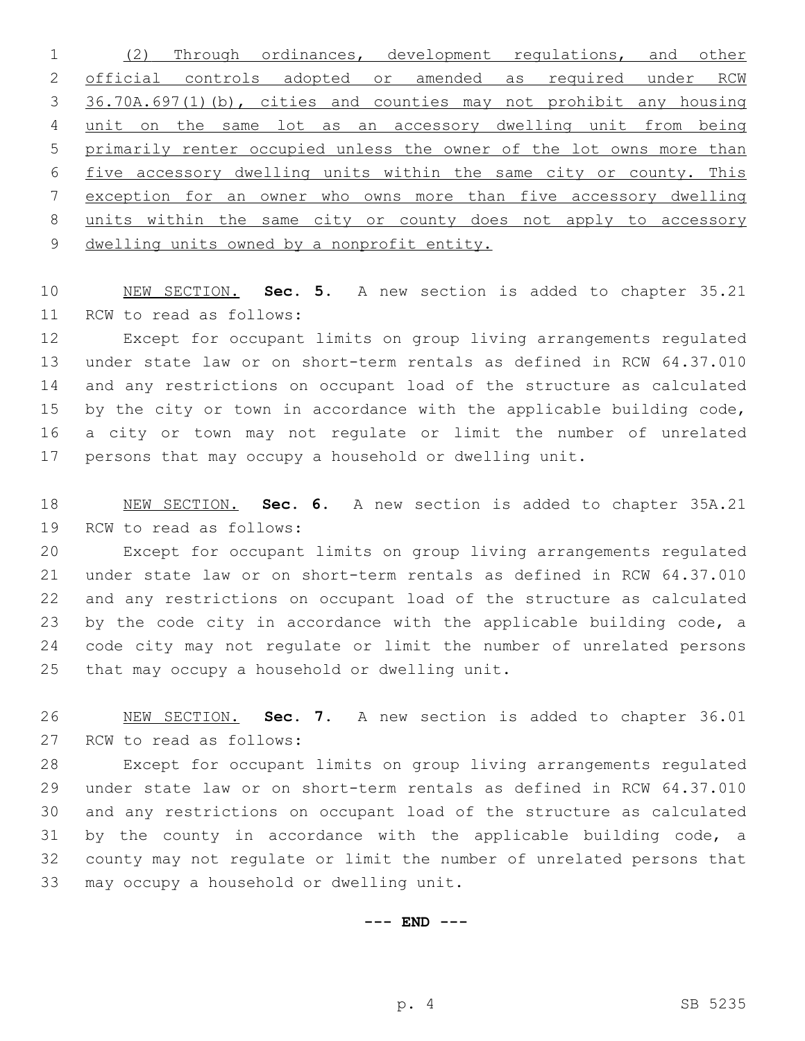(2) Through ordinances, development regulations, and other official controls adopted or amended as required under RCW 36.70A.697(1)(b), cities and counties may not prohibit any housing unit on the same lot as an accessory dwelling unit from being primarily renter occupied unless the owner of the lot owns more than five accessory dwelling units within the same city or county. This exception for an owner who owns more than five accessory dwelling units within the same city or county does not apply to accessory dwelling units owned by a nonprofit entity.

NEW SECTION. **Sec. 5.** A new section is added to chapter 35.21 RCW to read as follows:

Except for occupant limits on group living arrangements regulated under state law or on short-term rentals as defined in RCW 64.37.010 and any restrictions on occupant load of the structure as calculated by the city or town in accordance with the applicable building code, a city or town may not regulate or limit the number of unrelated persons that may occupy a household or dwelling unit.

NEW SECTION. **Sec. 6.** A new section is added to chapter 35A.21 RCW to read as follows:

Except for occupant limits on group living arrangements regulated under state law or on short-term rentals as defined in RCW 64.37.010 and any restrictions on occupant load of the structure as calculated by the code city in accordance with the applicable building code, a code city may not regulate or limit the number of unrelated persons that may occupy a household or dwelling unit.

NEW SECTION. **Sec. 7.** A new section is added to chapter 36.01 RCW to read as follows:

Except for occupant limits on group living arrangements regulated under state law or on short-term rentals as defined in RCW 64.37.010 and any restrictions on occupant load of the structure as calculated by the county in accordance with the applicable building code, a county may not regulate or limit the number of unrelated persons that may occupy a household or dwelling unit.

**--- END ---**